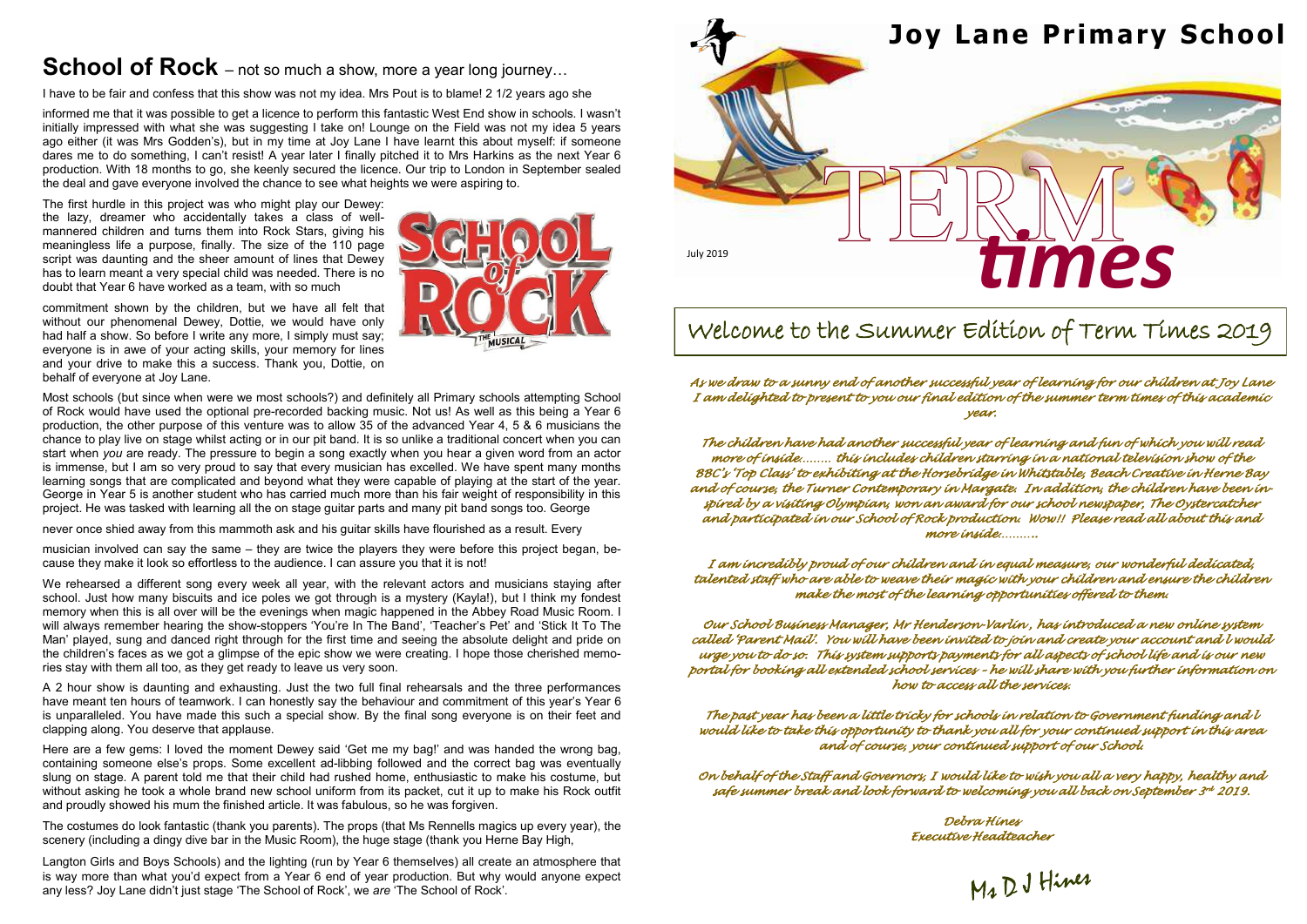# Joy Lane Primary School

July 2019

# TERM *times*

## Welcome to the Summer Edition of Term Times 2019

*As we draw to a sunny end of another successful year of learning for our children at Joy Lane I am delighted to present to you our final edition of the summer term times of this academic year.*

*The children have had another successful year of learning and fun of which you will read more of inside........ this includes children starring in a national television show of the BBC's 'Top Class' to exhibiting at the Horsebridge in Whitstable, Beach Creative in Herne Bay and of course, the Turner Contemporary in Margate. In addition, the children have been inspired by a visiting Olympian, won an award for our school newspaper, The Oystercatcher and participated in our School of Rock production. Wow!! Please read all about this and more inside..........*

*I am incredibly proud of our children and in equal measure, our wonderful dedicated, talented staff who are able to weave their magic with your children and ensure the children make the most of the learning opportunities offered to them.*

*Our School Business Manager, Mr Henderson-Varlin, has introduced a new online system called 'Parent Mail'. You will have been invited to join and create your account and I would urge you to do so. This system supports payments for all aspects of school life and is our new portal for booking all extended school services - he will share with you further information on how to access all the services.*

*The past year has been a little tricky for schools in relation to Government funding and I would like to take this opportunity to thank you all for your continued support in this area and of course, your continued support of our School.*

*On behalf of the Staff and Governors, I would like to wish you all a very happy, healthy and safe summer break and look forward to welcoming you all back on September 3rd 2019.*

*Debra Hines*
*Executive Headteacher*

Ms D J Hines

## School of Rock – not so much a show, more a year long journey…

I have to be fair and confess that this show was not my idea. Mrs Pout is to blame! 2 1/2 years ago she informed me that it was possible to get a licence to perform this fantastic West End show in schools. I wasn't initially impressed with what she was suggesting I take on! Lounge on the Field was not my idea 5 years ago either (it was Mrs Godden's), but in my time at Joy Lane I have learnt this about myself: if someone dares me to do something, I can't resist! A year later I finally pitched it to Mrs Harkins as the next Year 6 production. With 18 months to go, she keenly secured the licence. Our trip to London in September sealed the deal and gave everyone involved the chance to see what heights we were aspiring to.

The first hurdle in this project was who might play our Dewey: the lazy, dreamer who accidentally takes a class of well-mannered children and turns them into Rock Stars, giving his meaningless life a purpose, finally. The size of the 110 page script was daunting and the sheer amount of lines that Dewey has to learn meant a very special child was needed. There is no doubt that Year 6 have worked as a team, with so much commitment shown by the children, but we have all felt that without our phenomenal Dewey, Dottie, we would have only had half a show. So before I write any more, I simply must say; everyone is in awe of your acting skills, your memory for lines and your drive to make this a success. Thank you, Dottie, on behalf of everyone at Joy Lane.

Most schools (but since when were we most schools?) and definitely all Primary schools attempting School of Rock would have used the optional pre-recorded backing music. Not us! As well as this being a Year 6 production, the other purpose of this venture was to allow 35 of the advanced Year 4, 5 & 6 musicians the chance to play live on stage whilst acting or in our pit band. It is so unlike a traditional concert when you can start when *you* are ready. The pressure to begin a song exactly when you hear a given word from an actor is immense, but I am so very proud to say that every musician has excelled. We have spent many months learning songs that are complicated and beyond what they were capable of playing at the start of the year. George in Year 5 is another student who has carried much more than his fair weight of responsibility in this project. He was tasked with learning all the on stage guitar parts and many pit band songs too. George never once shied away from this mammoth ask and his guitar skills have flourished as a result. Every musician involved can say the same – they are twice the players they were before this project began, because they make it look so effortless to the audience. I can assure you that it is not!

We rehearsed a different song every week all year, with the relevant actors and musicians staying after school. Just how many biscuits and ice poles we got through is a mystery (Kayla!), but I think my fondest memory when this is all over will be the evenings when magic happened in the Abbey Road Music Room. I will always remember hearing the show-stoppers 'You're In The Band', 'Teacher's Pet' and 'Stick It To The Man' played, sung and danced right through for the first time and seeing the absolute delight and pride on the children's faces as we got a glimpse of the epic show we were creating. I hope those cherished memories stay with them all too, as they get ready to leave us very soon.

A 2 hour show is daunting and exhausting. Just the two full final rehearsals and the three performances have meant ten hours of teamwork. I can honestly say the behaviour and commitment of this year's Year 6 is unparalleled. You have made this such a special show. By the final song everyone is on their feet and clapping along. You deserve that applause.

Here are a few gems: I loved the moment Dewey said 'Get me my bag!' and was handed the wrong bag, containing someone else's props. Some excellent ad-libbing followed and the correct bag was eventually slung on stage. A parent told me that their child had rushed home, enthusiastic to make his costume, but without asking he took a whole brand new school uniform from its packet, cut it up to make his Rock outfit and proudly showed his mum the finished article. It was fabulous, so he was forgiven.

The costumes do look fantastic (thank you parents). The props (that Ms Rennells magics up every year), the scenery (including a dingy dive bar in the Music Room), the huge stage (thank you Herne Bay High, Langton Girls and Boys Schools) and the lighting (run by Year 6 themselves) all create an atmosphere that is way more than what you'd expect from a Year 6 end of year production. But why would anyone expect any less? Joy Lane didn't just stage 'The School of Rock', we *are* 'The School of Rock'.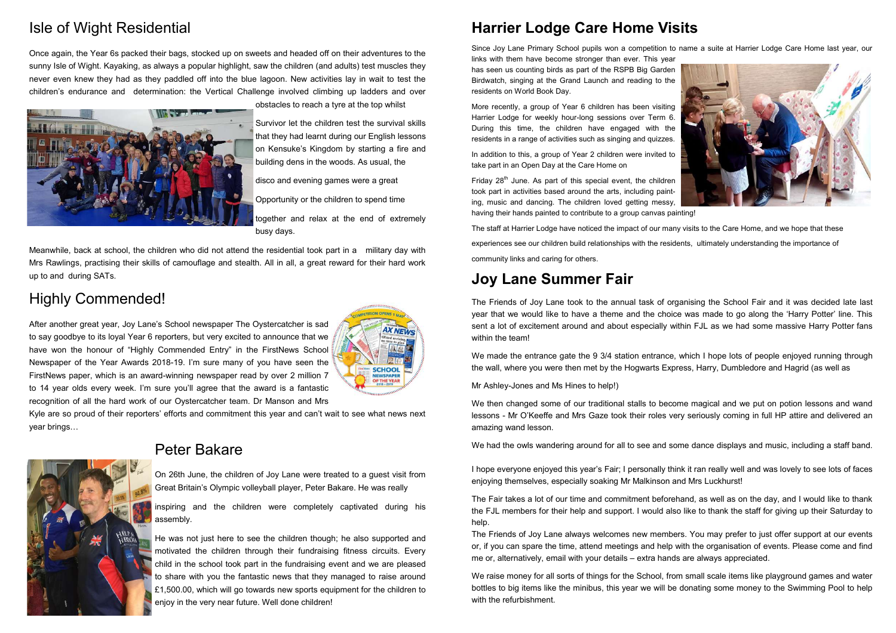## Isle of Wight Residential

Once again, the Year 6s packed their bags, stocked up on sweets and headed off on their adventures to the sunny Isle of Wight. Kayaking, as always a popular highlight, saw the children (and adults) test muscles they never even knew they had as they paddled off into the blue lagoon. New activities lay in wait to test the children's endurance and determination: the Vertical Challenge involved climbing up ladders and over obstacles to reach a tyre at the top whilst Survivor let the children test the survival skills that they had learnt during our English lessons on Kensuke's Kingdom by starting a fire and building dens in the woods. As usual, the disco and evening games were a great Opportunity or the children to spend time together and relax at the end of extremely busy days.

Meanwhile, back at school, the children who did not attend the residential took part in a military day with Mrs Rawlings, practising their skills of camouflage and stealth. All in all, a great reward for their hard work up to and during SATs.

## Highly Commended!

After another great year, Joy Lane's School newspaper The Oystercatcher is sad to say goodbye to its loyal Year 6 reporters, but very excited to announce that we have won the honour of "Highly Commended Entry" in the FirstNews School Newspaper of the Year Awards 2018-19. I'm sure many of you have seen the FirstNews paper, which is an award-winning newspaper read by over 2 million 7 to 14 year olds every week. I'm sure you'll agree that the award is a fantastic recognition of all the hard work of our Oystercatcher team. Dr Manson and Mrs Kyle are so proud of their reporters' efforts and commitment this year and can't wait to see what news next year brings…

## Peter Bakare

On 26th June, the children of Joy Lane were treated to a guest visit from Great Britain's Olympic volleyball player, Peter Bakare. He was really inspiring and the children were completely captivated during his assembly.

He was not just here to see the children though; he also supported and motivated the children through their fundraising fitness circuits. Every child in the school took part in the fundraising event and we are pleased to share with you the fantastic news that they managed to raise around £1,500.00, which will go towards new sports equipment for the children to enjoy in the very near future. Well done children!

## Harrier Lodge Care Home Visits

Since Joy Lane Primary School pupils won a competition to name a suite at Harrier Lodge Care Home last year, our links with them have become stronger than ever. This year has seen us counting birds as part of the RSPB Big Garden Birdwatch, singing at the Grand Launch and reading to the residents on World Book Day.

More recently, a group of Year 6 children has been visiting Harrier Lodge for weekly hour-long sessions over Term 6. During this time, the children have engaged with the residents in a range of activities such as singing and quizzes.

In addition to this, a group of Year 2 children were invited to take part in an Open Day at the Care Home on Friday 28th June. As part of this special event, the children took part in activities based around the arts, including painting, music and dancing. The children loved getting messy, having their hands painted to contribute to a group canvas painting!

The staff at Harrier Lodge have noticed the impact of our many visits to the Care Home, and we hope that these experiences see our children build relationships with the residents, ultimately understanding the importance of community links and caring for others.

## Joy Lane Summer Fair

The Friends of Joy Lane took to the annual task of organising the School Fair and it was decided late last year that we would like to have a theme and the choice was made to go along the 'Harry Potter' line. This sent a lot of excitement around and about especially within FJL as we had some massive Harry Potter fans within the team!

We made the entrance gate the 9 3/4 station entrance, which I hope lots of people enjoyed running through the wall, where you were then met by the Hogwarts Express, Harry, Dumbledore and Hagrid (as well as Mr Ashley-Jones and Ms Hines to help!)

We then changed some of our traditional stalls to become magical and we put on potion lessons and wand lessons - Mr O'Keeffe and Mrs Gaze took their roles very seriously coming in full HP attire and delivered an amazing wand lesson.

We had the owls wandering around for all to see and some dance displays and music, including a staff band.

I hope everyone enjoyed this year's Fair; I personally think it ran really well and was lovely to see lots of faces enjoying themselves, especially soaking Mr Malkinson and Mrs Luckhurst!

The Fair takes a lot of our time and commitment beforehand, as well as on the day, and I would like to thank the FJL members for their help and support. I would also like to thank the staff for giving up their Saturday to help.

The Friends of Joy Lane always welcomes new members. You may prefer to just offer support at our events or, if you can spare the time, attend meetings and help with the organisation of events. Please come and find me or, alternatively, email with your details – extra hands are always appreciated.

We raise money for all sorts of things for the School, from small scale items like playground games and water bottles to big items like the minibus, this year we will be donating some money to the Swimming Pool to help with the refurbishment.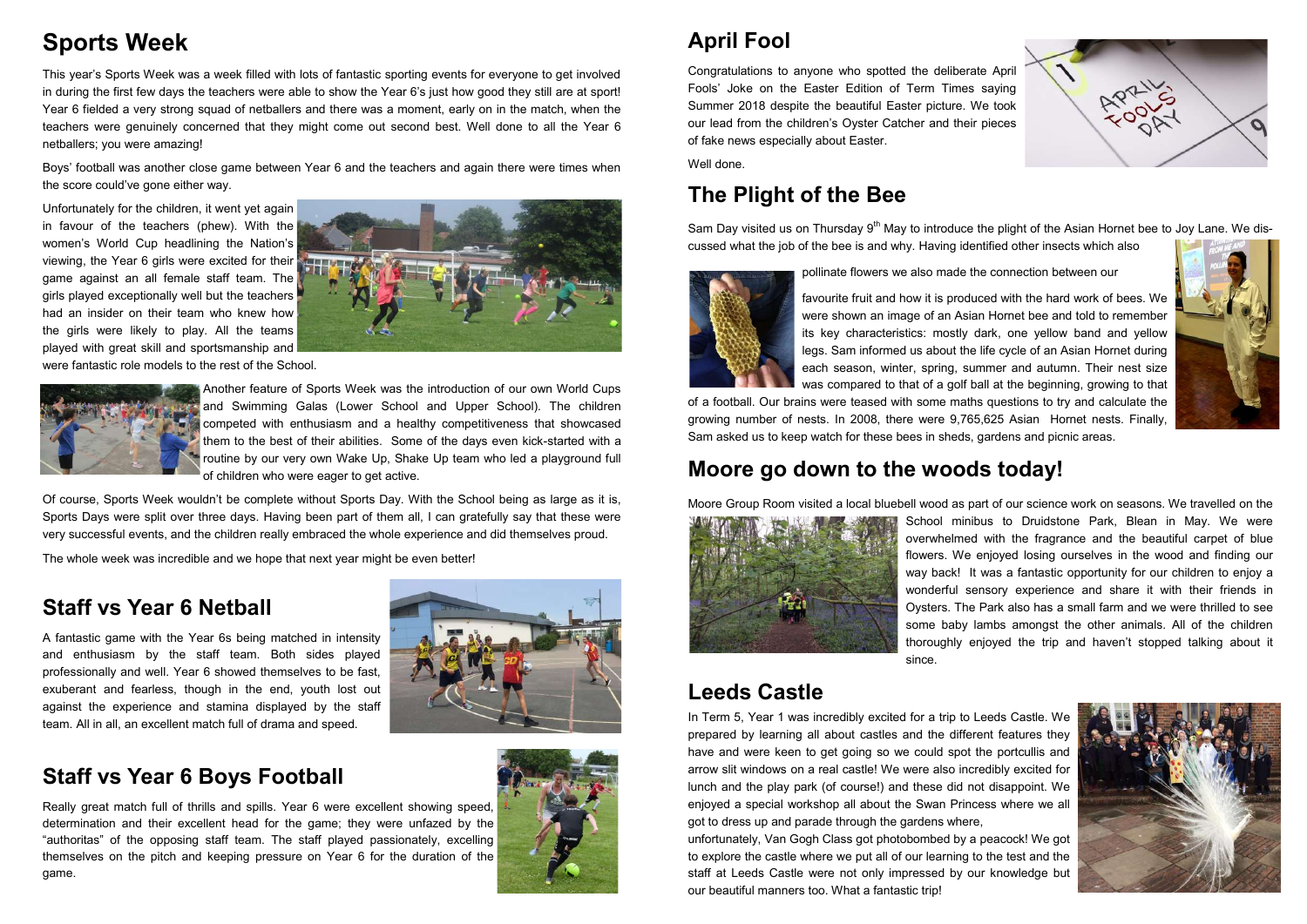## Sports Week

This year's Sports Week was a week filled with lots of fantastic sporting events for everyone to get involved in during the first few days the teachers were able to show the Year 6's just how good they still are at sport! Year 6 fielded a very strong squad of netballers and there was a moment, early on in the match, when the teachers were genuinely concerned that they might come out second best. Well done to all the Year 6 netballers; you were amazing!

Boys' football was another close game between Year 6 and the teachers and again there were times when the score could've gone either way.

Unfortunately for the children, it went yet again in favour of the teachers (phew). With the women's World Cup headlining the Nation's viewing, the Year 6 girls were excited for their game against an all female staff team. The girls played exceptionally well but the teachers had an insider on their team who knew how the girls were likely to play. All the teams played with great skill and sportsmanship and were fantastic role models to the rest of the School.

Another feature of Sports Week was the introduction of our own World Cups and Swimming Galas (Lower School and Upper School). The children competed with enthusiasm and a healthy competitiveness that showcased them to the best of their abilities. Some of the days even kick-started with a routine by our very own Wake Up, Shake Up team who led a playground full of children who were eager to get active.

Of course, Sports Week wouldn't be complete without Sports Day. With the School being as large as it is, Sports Days were split over three days. Having been part of them all, I can gratefully say that these were very successful events, and the children really embraced the whole experience and did themselves proud.

The whole week was incredible and we hope that next year might be even better!

## Staff vs Year 6 Netball

A fantastic game with the Year 6s being matched in intensity and enthusiasm by the staff team. Both sides played professionally and well. Year 6 showed themselves to be fast, exuberant and fearless, though in the end, youth lost out against the experience and stamina displayed by the staff team. All in all, an excellent match full of drama and speed.

## Staff vs Year 6 Boys Football

Really great match full of thrills and spills. Year 6 were excellent showing speed, determination and their excellent head for the game; they were unfazed by the "authoritas" of the opposing staff team. The staff played passionately, excelling themselves on the pitch and keeping pressure on Year 6 for the duration of the game.

## April Fool

Congratulations to anyone who spotted the deliberate April Fools' Joke on the Easter Edition of Term Times saying Summer 2018 despite the beautiful Easter picture. We took our lead from the children's Oyster Catcher and their pieces of fake news especially about Easter.

Well done.

## The Plight of the Bee

Sam Day visited us on Thursday 9th May to introduce the plight of the Asian Hornet bee to Joy Lane. We discussed what the job of the bee is and why. Having identified other insects which also pollinate flowers we also made the connection between our favourite fruit and how it is produced with the hard work of bees. We were shown an image of an Asian Hornet bee and told to remember its key characteristics: mostly dark, one yellow band and yellow legs. Sam informed us about the life cycle of an Asian Hornet during each season, winter, spring, summer and autumn. Their nest size was compared to that of a golf ball at the beginning, growing to that of a football. Our brains were teased with some maths questions to try and calculate the growing number of nests. In 2008, there were 9,765,625 Asian Hornet nests. Finally, Sam asked us to keep watch for these bees in sheds, gardens and picnic areas.

## Moore go down to the woods today!

Moore Group Room visited a local bluebell wood as part of our science work on seasons. We travelled on the School minibus to Druidstone Park, Blean in May. We were overwhelmed with the fragrance and the beautiful carpet of blue flowers. We enjoyed losing ourselves in the wood and finding our way back! It was a fantastic opportunity for our children to enjoy a wonderful sensory experience and share it with their friends in Oysters. The Park also has a small farm and we were thrilled to see some baby lambs amongst the other animals. All of the children thoroughly enjoyed the trip and haven't stopped talking about it since.

## Leeds Castle

In Term 5, Year 1 was incredibly excited for a trip to Leeds Castle. We prepared by learning all about castles and the different features they have and were keen to get going so we could spot the portcullis and arrow slit windows on a real castle! We were also incredibly excited for lunch and the play park (of course!) and these did not disappoint. We enjoyed a special workshop all about the Swan Princess where we all got to dress up and parade through the gardens where,

unfortunately, Van Gogh Class got photobombed by a peacock! We got to explore the castle where we put all of our learning to the test and the staff at Leeds Castle were not only impressed by our knowledge but our beautiful manners too. What a fantastic trip!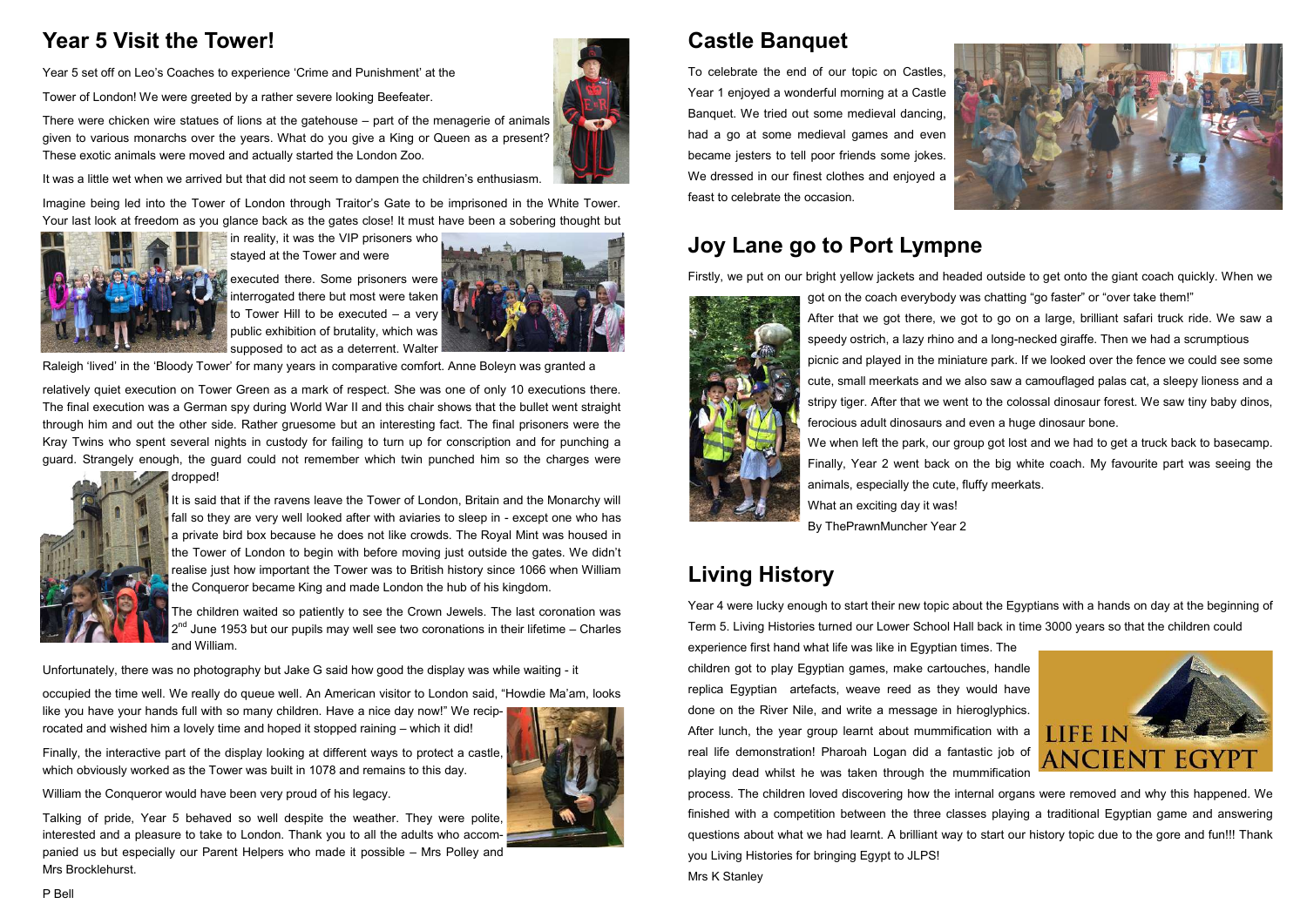## Year 5 Visit the Tower!

Year 5 set off on Leo's Coaches to experience 'Crime and Punishment' at the Tower of London! We were greeted by a rather severe looking Beefeater.

There were chicken wire statues of lions at the gatehouse – part of the menagerie of animals given to various monarchs over the years. What do you give a King or Queen as a present? These exotic animals were moved and actually started the London Zoo.

It was a little wet when we arrived but that did not seem to dampen the children's enthusiasm.

Imagine being led into the Tower of London through Traitor's Gate to be imprisoned in the White Tower. Your last look at freedom as you glance back as the gates close! It must have been a sobering thought but in reality, it was the VIP prisoners who stayed at the Tower and were executed there. Some prisoners were interrogated there but most were taken to Tower Hill to be executed – a very public exhibition of brutality, which was supposed to act as a deterrent. Walter Raleigh 'lived' in the 'Bloody Tower' for many years in comparative comfort. Anne Boleyn was granted a relatively quiet execution on Tower Green as a mark of respect. She was one of only 10 executions there. The final execution was a German spy during World War II and this chair shows that the bullet went straight through him and out the other side. Rather gruesome but an interesting fact. The final prisoners were the Kray Twins who spent several nights in custody for failing to turn up for conscription and for punching a guard. Strangely enough, the guard could not remember which twin punched him so the charges were dropped!

It is said that if the ravens leave the Tower of London, Britain and the Monarchy will fall so they are very well looked after with aviaries to sleep in - except one who has a private bird box because he does not like crowds. The Royal Mint was housed in the Tower of London to begin with before moving just outside the gates. We didn't realise just how important the Tower was to British history since 1066 when William the Conqueror became King and made London the hub of his kingdom.

The children waited so patiently to see the Crown Jewels. The last coronation was 2nd June 1953 but our pupils may well see two coronations in their lifetime – Charles and William.

Unfortunately, there was no photography but Jake G said how good the display was while waiting - it occupied the time well. We really do queue well. An American visitor to London said, "Howdie Ma'am, looks like you have your hands full with so many children. Have a nice day now!" We reciprocated and wished him a lovely time and hoped it stopped raining – which it did!

Finally, the interactive part of the display looking at different ways to protect a castle, which obviously worked as the Tower was built in 1078 and remains to this day.

William the Conqueror would have been very proud of his legacy.

Talking of pride, Year 5 behaved so well despite the weather. They were polite, interested and a pleasure to take to London. Thank you to all the adults who accompanied us but especially our Parent Helpers who made it possible – Mrs Polley and Mrs Brocklehurst.

P Bell

## Castle Banquet

To celebrate the end of our topic on Castles, Year 1 enjoyed a wonderful morning at a Castle Banquet. We tried out some medieval dancing, had a go at some medieval games and even became jesters to tell poor friends some jokes. We dressed in our finest clothes and enjoyed a feast to celebrate the occasion.

## Joy Lane go to Port Lympne

Firstly, we put on our bright yellow jackets and headed outside to get onto the giant coach quickly. When we got on the coach everybody was chatting "go faster" or "over take them!"

After that we got there, we got to go on a large, brilliant safari truck ride. We saw a speedy ostrich, a lazy rhino and a long-necked giraffe. Then we had a scrumptious picnic and played in the miniature park. If we looked over the fence we could see some cute, small meerkats and we also saw a camouflaged palas cat, a sleepy lioness and a stripy tiger. After that we went to the colossal dinosaur forest. We saw tiny baby dinos, ferocious adult dinosaurs and even a huge dinosaur bone.

We when left the park, our group got lost and we had to get a truck back to basecamp. Finally, Year 2 went back on the big white coach. My favourite part was seeing the animals, especially the cute, fluffy meerkats.

What an exciting day it was!

By ThePrawnMuncher Year 2

## Living History

Year 4 were lucky enough to start their new topic about the Egyptians with a hands on day at the beginning of Term 5. Living Histories turned our Lower School Hall back in time 3000 years so that the children could experience first hand what life was like in Egyptian times. The children got to play Egyptian games, make cartouches, handle replica Egyptian artefacts, weave reed as they would have done on the River Nile, and write a message in hieroglyphics. After lunch, the year group learnt about mummification with a real life demonstration! Pharoah Logan did a fantastic job of playing dead whilst he was taken through the mummification process. The children loved discovering how the internal organs were removed and why this happened. We finished with a competition between the three classes playing a traditional Egyptian game and answering questions about what we had learnt. A brilliant way to start our history topic due to the gore and fun!!! Thank you Living Histories for bringing Egypt to JLPS!

Mrs K Stanley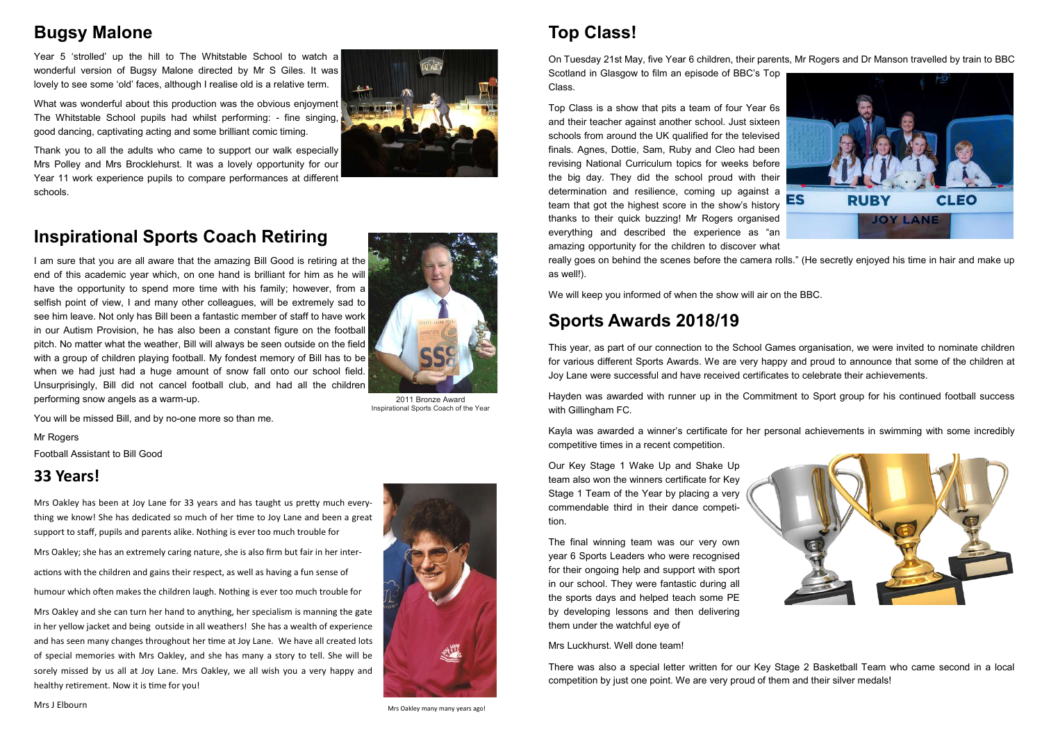## Bugsy Malone

Year 5 'strolled' up the hill to The Whitstable School to watch a wonderful version of Bugsy Malone directed by Mr S Giles. It was lovely to see some 'old' faces, although I realise old is a relative term.

What was wonderful about this production was the obvious enjoyment The Whitstable School pupils had whilst performing: - fine singing, good dancing, captivating acting and some brilliant comic timing.

Thank you to all the adults who came to support our walk especially Mrs Polley and Mrs Brocklehurst. It was a lovely opportunity for our Year 11 work experience pupils to compare performances at different schools.

## Inspirational Sports Coach Retiring

I am sure that you are all aware that the amazing Bill Good is retiring at the end of this academic year which, on one hand is brilliant for him as he will have the opportunity to spend more time with his family; however, from a selfish point of view, I and many other colleagues, will be extremely sad to see him leave. Not only has Bill been a fantastic member of staff to have work in our Autism Provision, he has also been a constant figure on the football pitch. No matter what the weather, Bill will always be seen outside on the field with a group of children playing football. My fondest memory of Bill has to be when we had just had a huge amount of snow fall onto our school field. Unsurprisingly, Bill did not cancel football club, and had all the children performing snow angels as a warm-up.

2011 Bronze Award
Inspirational Sports Coach of the Year

You will be missed Bill, and by no-one more so than me.

Mr Rogers

Football Assistant to Bill Good

## 33 Years!

Mrs Oakley has been at Joy Lane for 33 years and has taught us pretty much everything we know! She has dedicated so much of her time to Joy Lane and been a great support to staff, pupils and parents alike. Nothing is ever too much trouble for

Mrs Oakley; she has an extremely caring nature, she is also firm but fair in her interactions with the children and gains their respect, as well as having a fun sense of humour which often makes the children laugh. Nothing is ever too much trouble for

Mrs Oakley and she can turn her hand to anything, her specialism is manning the gate in her yellow jacket and being outside in all weathers! She has a wealth of experience and has seen many changes throughout her time at Joy Lane. We have all created lots of special memories with Mrs Oakley, and she has many a story to tell. She will be sorely missed by us all at Joy Lane. Mrs Oakley, we all wish you a very happy and healthy retirement. Now it is time for you!

Mrs J Elbourn

Mrs Oakley many many years ago!

## Top Class!

On Tuesday 21st May, five Year 6 children, their parents, Mr Rogers and Dr Manson travelled by train to BBC Scotland in Glasgow to film an episode of BBC's Top Class.

Top Class is a show that pits a team of four Year 6s and their teacher against another school. Just sixteen schools from around the UK qualified for the televised finals. Agnes, Dottie, Sam, Ruby and Cleo had been revising National Curriculum topics for weeks before the big day. They did the school proud with their determination and resilience, coming up against a team that got the highest score in the show's history thanks to their quick buzzing! Mr Rogers organised everything and described the experience as "an amazing opportunity for the children to discover what really goes on behind the scenes before the camera rolls." (He secretly enjoyed his time in hair and make up as well!).

We will keep you informed of when the show will air on the BBC.

## Sports Awards 2018/19

This year, as part of our connection to the School Games organisation, we were invited to nominate children for various different Sports Awards. We are very happy and proud to announce that some of the children at Joy Lane were successful and have received certificates to celebrate their achievements.

Hayden was awarded with runner up in the Commitment to Sport group for his continued football success with Gillingham FC.

Kayla was awarded a winner's certificate for her personal achievements in swimming with some incredibly competitive times in a recent competition.

Our Key Stage 1 Wake Up and Shake Up team also won the winners certificate for Key Stage 1 Team of the Year by placing a very commendable third in their dance competition.

The final winning team was our very own year 6 Sports Leaders who were recognised for their ongoing help and support with sport in our school. They were fantastic during all the sports days and helped teach some PE by developing lessons and then delivering them under the watchful eye of

Mrs Luckhurst. Well done team!

There was also a special letter written for our Key Stage 2 Basketball Team who came second in a local competition by just one point. We are very proud of them and their silver medals!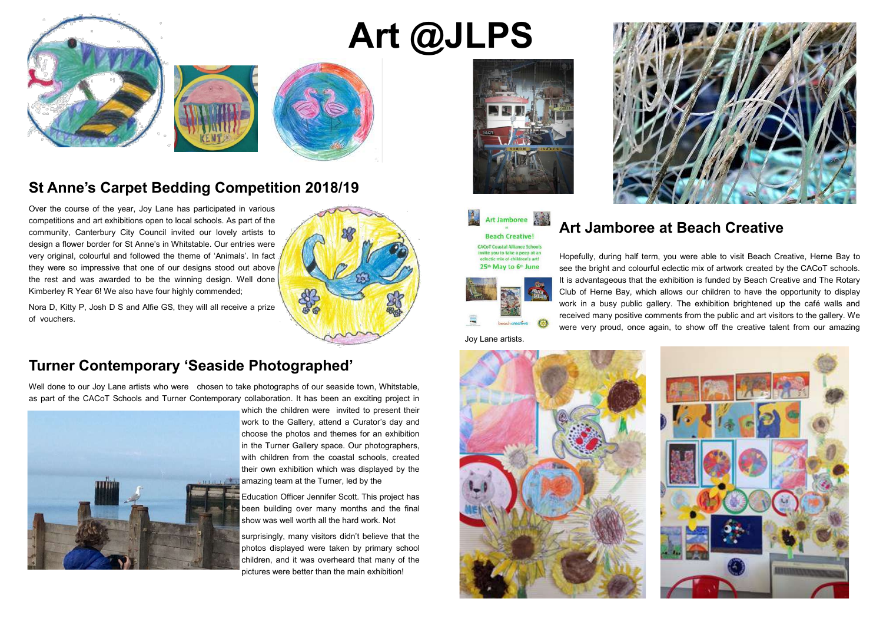# Art @JLPS

## St Anne's Carpet Bedding Competition 2018/19

Over the course of the year, Joy Lane has participated in various competitions and art exhibitions open to local schools. As part of the community, Canterbury City Council invited our lovely artists to design a flower border for St Anne's in Whitstable. Our entries were very original, colourful and followed the theme of 'Animals'. In fact they were so impressive that one of our designs stood out above the rest and was awarded to be the winning design. Well done Kimberley R Year 6! We also have four highly commended;

Nora D, Kitty P, Josh D S and Alfie GS, they will all receive a prize of vouchers.

## Turner Contemporary 'Seaside Photographed'

Well done to our Joy Lane artists who were chosen to take photographs of our seaside town, Whitstable, as part of the CACoT Schools and Turner Contemporary collaboration. It has been an exciting project in which the children were invited to present their work to the Gallery, attend a Curator's day and choose the photos and themes for an exhibition in the Turner Gallery space. Our photographers, with children from the coastal schools, created their own exhibition which was displayed by the amazing team at the Turner, led by the Education Officer Jennifer Scott. This project has been building over many months and the final show was well worth all the hard work. Not surprisingly, many visitors didn't believe that the photos displayed were taken by primary school children, and it was overheard that many of the pictures were better than the main exhibition!

## Art Jamboree at Beach Creative

Art Jamboree
at
Beach Creative!
CACoT Coastal Alliance Schools invite you to take a peep at an eclectic mix of children's art!
25th May to 6th June

Hopefully, during half term, you were able to visit Beach Creative, Herne Bay to see the bright and colourful eclectic mix of artwork created by the CACoT schools. It is advantageous that the exhibition is funded by Beach Creative and The Rotary Club of Herne Bay, which allows our children to have the opportunity to display work in a busy public gallery. The exhibition brightened up the café walls and received many positive comments from the public and art visitors to the gallery. We were very proud, once again, to show off the creative talent from our amazing Joy Lane artists.